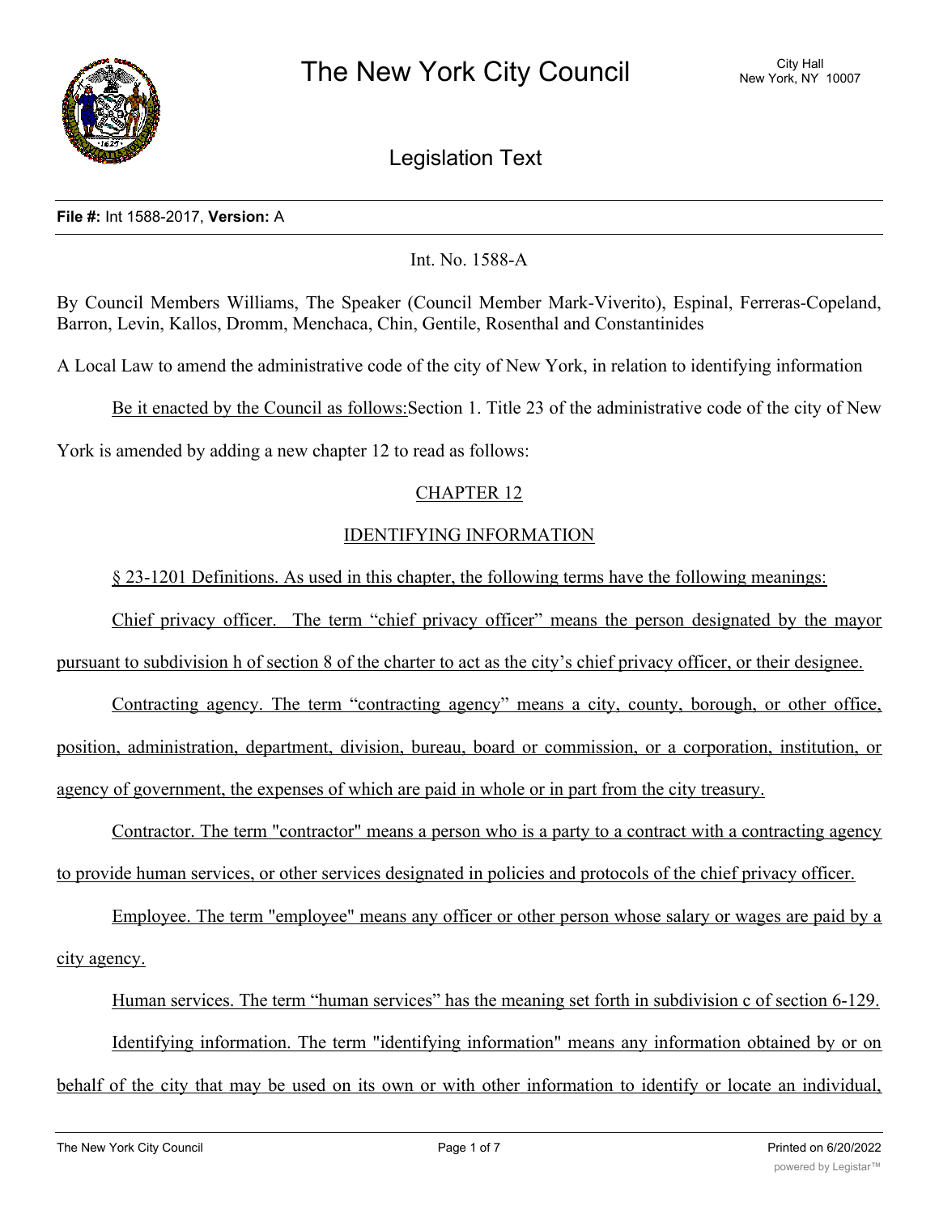# The New York City Council

City Hall
New York, NY 10007

## Legislation Text

**File #:** Int 1588-2017, **Version:** A

Int. No. 1588-A

By Council Members Williams, The Speaker (Council Member Mark-Viverito), Espinal, Ferreras-Copeland, Barron, Levin, Kallos, Dromm, Menchaca, Chin, Gentile, Rosenthal and Constantinides

A Local Law to amend the administrative code of the city of New York, in relation to identifying information

Be it enacted by the Council as follows:Section 1. Title 23 of the administrative code of the city of New York is amended by adding a new chapter 12 to read as follows:

CHAPTER 12

IDENTIFYING INFORMATION

§ 23-1201 Definitions. As used in this chapter, the following terms have the following meanings:

Chief privacy officer. The term "chief privacy officer" means the person designated by the mayor pursuant to subdivision h of section 8 of the charter to act as the city's chief privacy officer, or their designee.

Contracting agency. The term "contracting agency" means a city, county, borough, or other office, position, administration, department, division, bureau, board or commission, or a corporation, institution, or agency of government, the expenses of which are paid in whole or in part from the city treasury.

Contractor. The term "contractor" means a person who is a party to a contract with a contracting agency to provide human services, or other services designated in policies and protocols of the chief privacy officer.

Employee. The term "employee" means any officer or other person whose salary or wages are paid by a city agency.

Human services. The term "human services" has the meaning set forth in subdivision c of section 6-129.

Identifying information. The term "identifying information" means any information obtained by or on behalf of the city that may be used on its own or with other information to identify or locate an individual,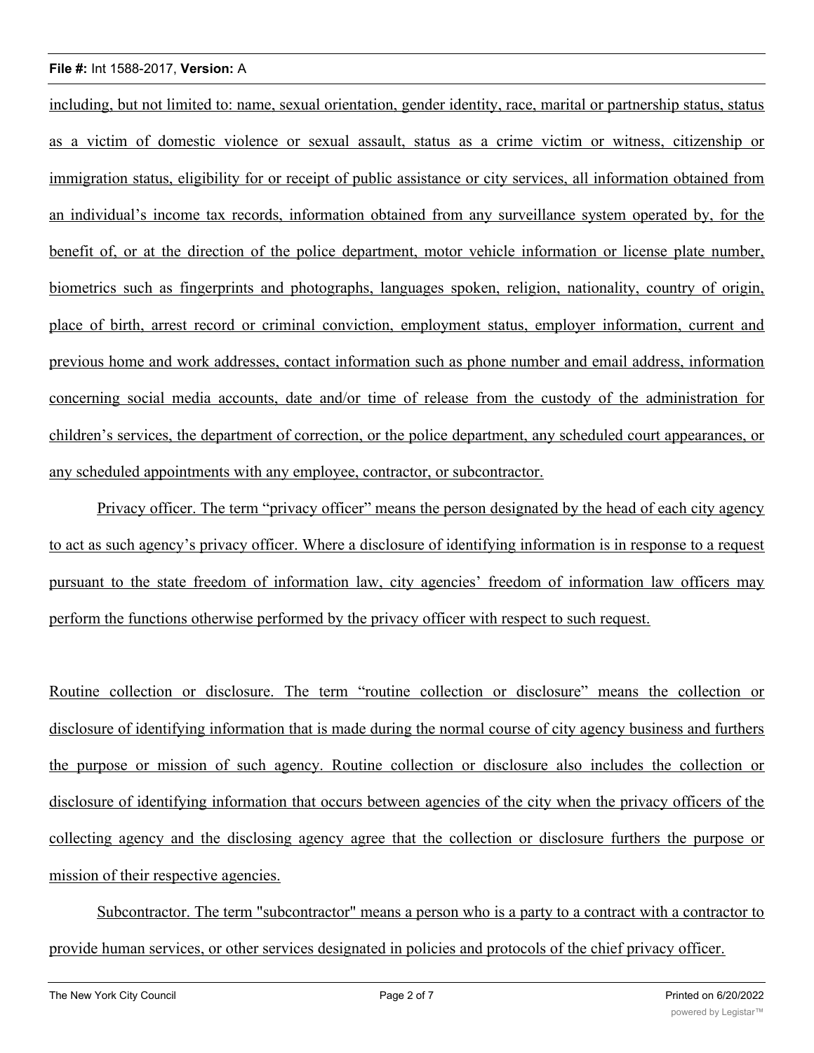including, but not limited to: name, sexual orientation, gender identity, race, marital or partnership status, status as a victim of domestic violence or sexual assault, status as a crime victim or witness, citizenship or immigration status, eligibility for or receipt of public assistance or city services, all information obtained from an individual's income tax records, information obtained from any surveillance system operated by, for the benefit of, or at the direction of the police department, motor vehicle information or license plate number, biometrics such as fingerprints and photographs, languages spoken, religion, nationality, country of origin, place of birth, arrest record or criminal conviction, employment status, employer information, current and previous home and work addresses, contact information such as phone number and email address, information concerning social media accounts, date and/or time of release from the custody of the administration for children's services, the department of correction, or the police department, any scheduled court appearances, or any scheduled appointments with any employee, contractor, or subcontractor.

Privacy officer. The term "privacy officer" means the person designated by the head of each city agency to act as such agency's privacy officer. Where a disclosure of identifying information is in response to a request pursuant to the state freedom of information law, city agencies' freedom of information law officers may perform the functions otherwise performed by the privacy officer with respect to such request.

Routine collection or disclosure. The term "routine collection or disclosure" means the collection or disclosure of identifying information that is made during the normal course of city agency business and furthers the purpose or mission of such agency. Routine collection or disclosure also includes the collection or disclosure of identifying information that occurs between agencies of the city when the privacy officers of the collecting agency and the disclosing agency agree that the collection or disclosure furthers the purpose or mission of their respective agencies.

Subcontractor. The term "subcontractor" means a person who is a party to a contract with a contractor to provide human services, or other services designated in policies and protocols of the chief privacy officer.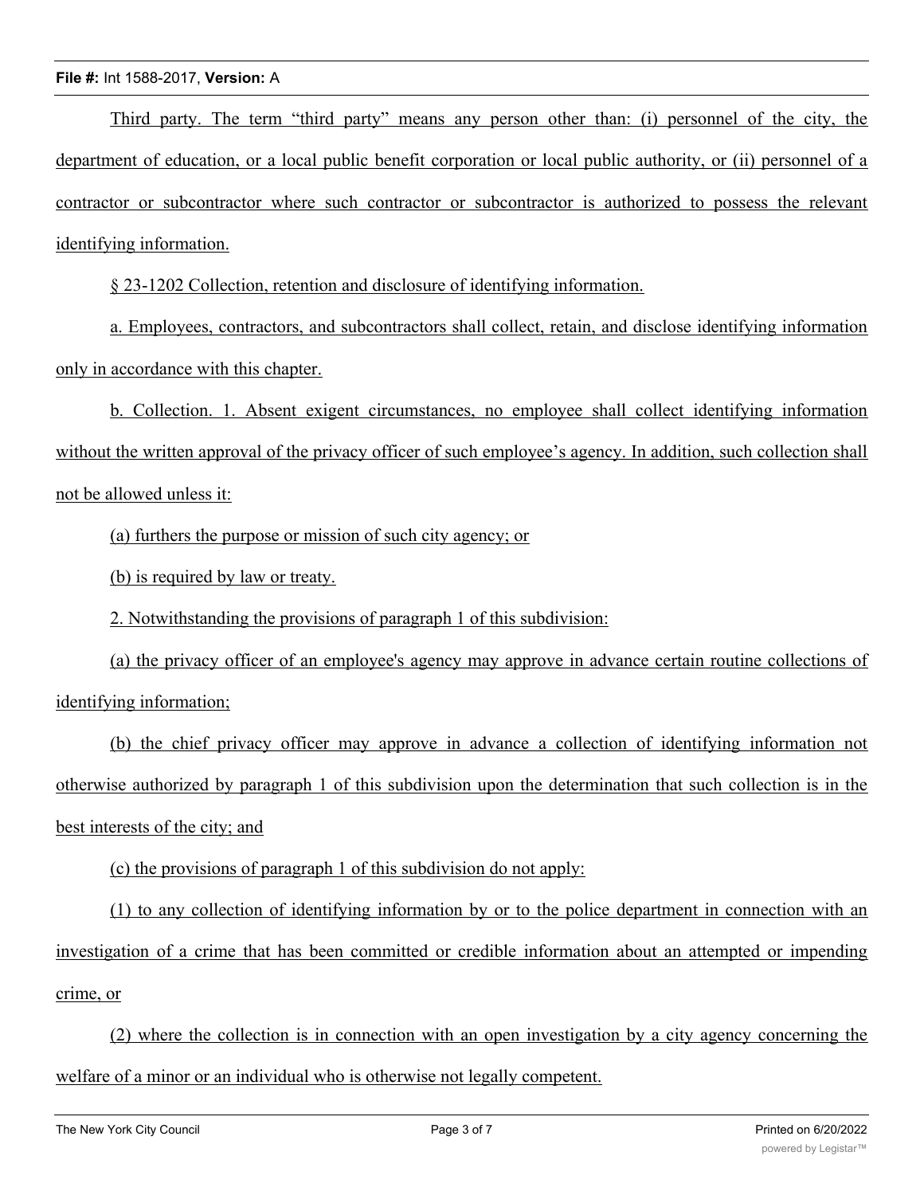Third party. The term “third party” means any person other than: (i) personnel of the city, the department of education, or a local public benefit corporation or local public authority, or (ii) personnel of a contractor or subcontractor where such contractor or subcontractor is authorized to possess the relevant identifying information.

§ 23-1202 Collection, retention and disclosure of identifying information.

a. Employees, contractors, and subcontractors shall collect, retain, and disclose identifying information only in accordance with this chapter.

b. Collection. 1. Absent exigent circumstances, no employee shall collect identifying information without the written approval of the privacy officer of such employee’s agency. In addition, such collection shall not be allowed unless it:

(a) furthers the purpose or mission of such city agency; or

(b) is required by law or treaty.

2. Notwithstanding the provisions of paragraph 1 of this subdivision:

(a) the privacy officer of an employee's agency may approve in advance certain routine collections of identifying information;

(b) the chief privacy officer may approve in advance a collection of identifying information not otherwise authorized by paragraph 1 of this subdivision upon the determination that such collection is in the best interests of the city; and

(c) the provisions of paragraph 1 of this subdivision do not apply:

(1) to any collection of identifying information by or to the police department in connection with an investigation of a crime that has been committed or credible information about an attempted or impending crime, or

(2) where the collection is in connection with an open investigation by a city agency concerning the welfare of a minor or an individual who is otherwise not legally competent.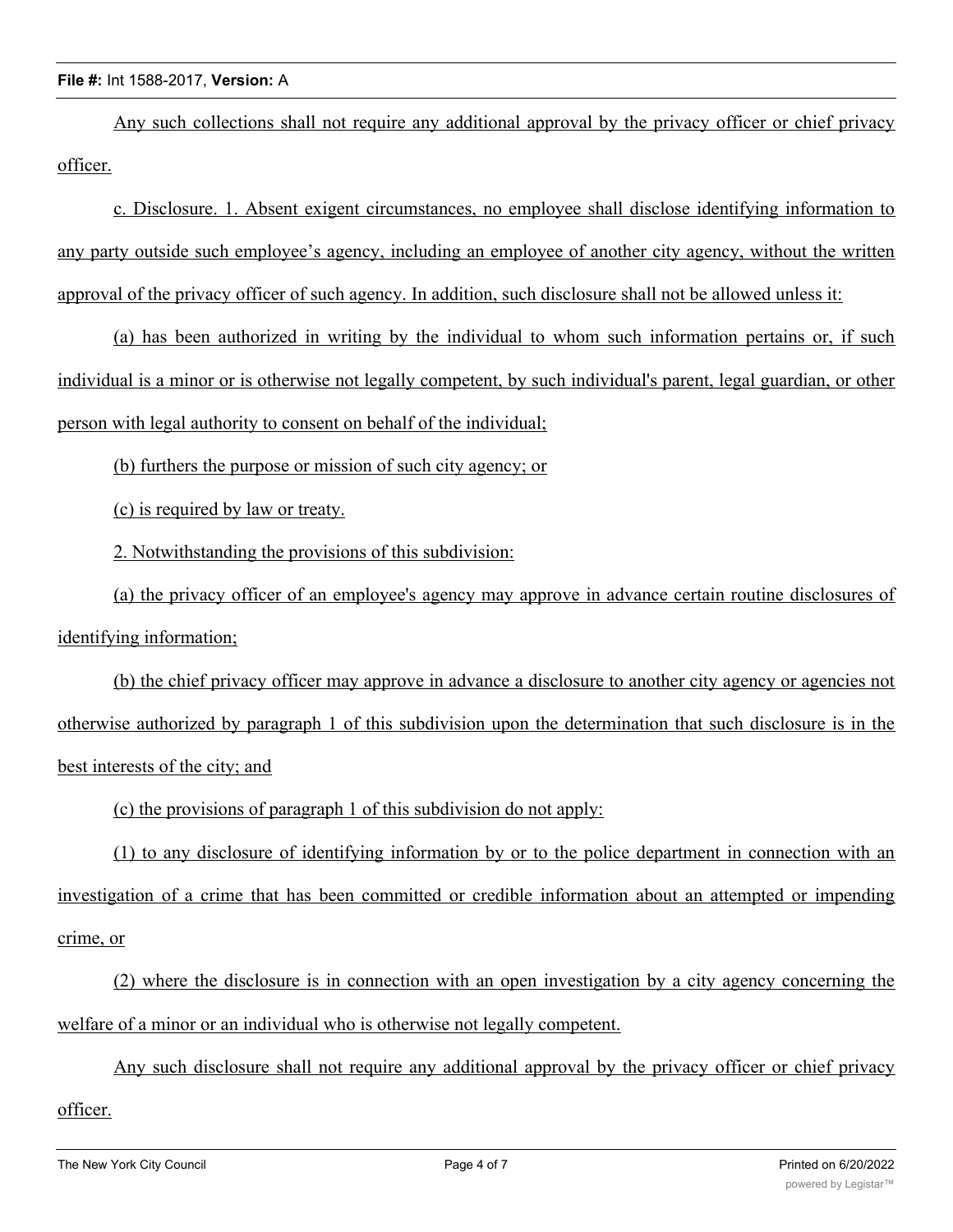Any such collections shall not require any additional approval by the privacy officer or chief privacy officer.

c. Disclosure. 1. Absent exigent circumstances, no employee shall disclose identifying information to any party outside such employee's agency, including an employee of another city agency, without the written approval of the privacy officer of such agency. In addition, such disclosure shall not be allowed unless it:

(a) has been authorized in writing by the individual to whom such information pertains or, if such individual is a minor or is otherwise not legally competent, by such individual's parent, legal guardian, or other person with legal authority to consent on behalf of the individual;

(b) furthers the purpose or mission of such city agency; or

(c) is required by law or treaty.

2. Notwithstanding the provisions of this subdivision:

(a) the privacy officer of an employee's agency may approve in advance certain routine disclosures of identifying information;

(b) the chief privacy officer may approve in advance a disclosure to another city agency or agencies not otherwise authorized by paragraph 1 of this subdivision upon the determination that such disclosure is in the best interests of the city; and

(c) the provisions of paragraph 1 of this subdivision do not apply:

(1) to any disclosure of identifying information by or to the police department in connection with an investigation of a crime that has been committed or credible information about an attempted or impending crime, or

(2) where the disclosure is in connection with an open investigation by a city agency concerning the welfare of a minor or an individual who is otherwise not legally competent.

Any such disclosure shall not require any additional approval by the privacy officer or chief privacy officer.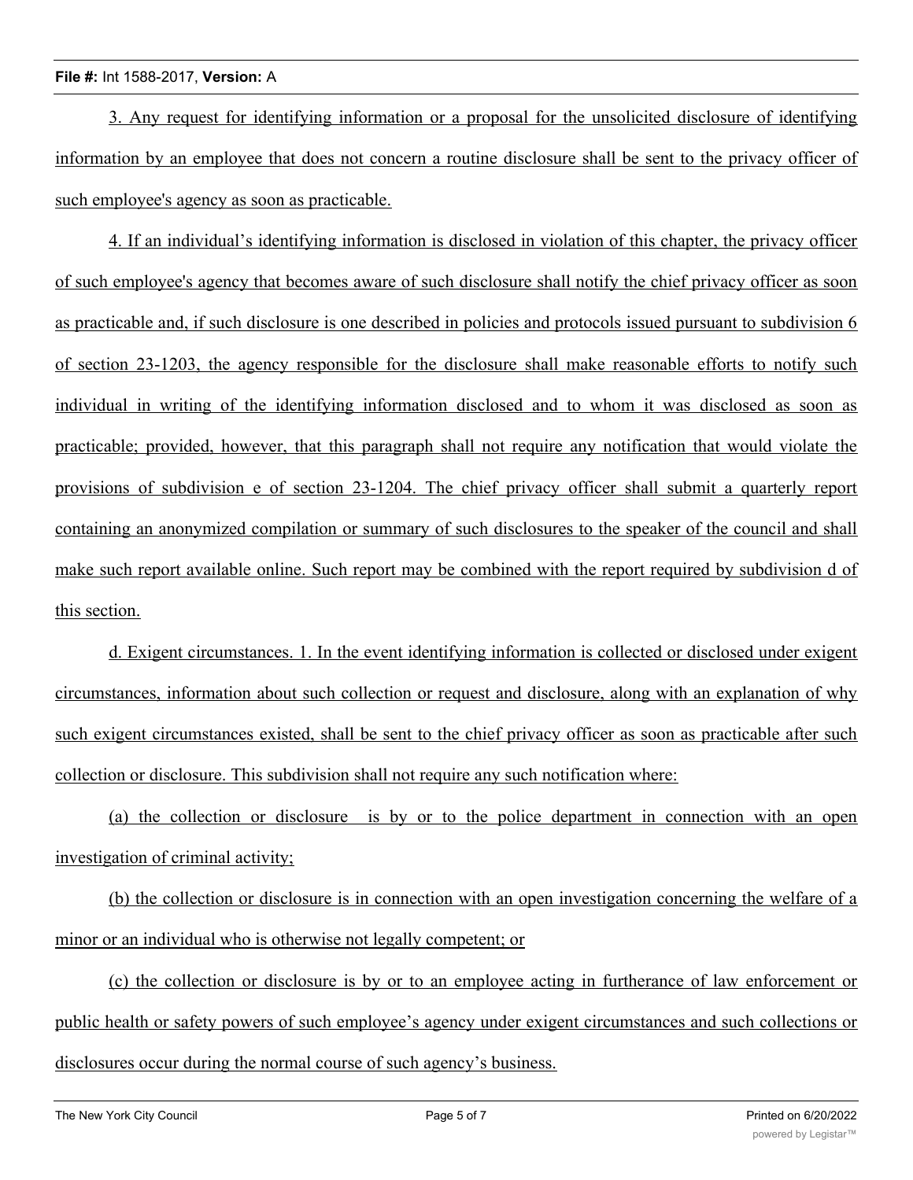3. Any request for identifying information or a proposal for the unsolicited disclosure of identifying information by an employee that does not concern a routine disclosure shall be sent to the privacy officer of such employee's agency as soon as practicable.

4. If an individual's identifying information is disclosed in violation of this chapter, the privacy officer of such employee's agency that becomes aware of such disclosure shall notify the chief privacy officer as soon as practicable and, if such disclosure is one described in policies and protocols issued pursuant to subdivision 6 of section 23-1203, the agency responsible for the disclosure shall make reasonable efforts to notify such individual in writing of the identifying information disclosed and to whom it was disclosed as soon as practicable; provided, however, that this paragraph shall not require any notification that would violate the provisions of subdivision e of section 23-1204. The chief privacy officer shall submit a quarterly report containing an anonymized compilation or summary of such disclosures to the speaker of the council and shall make such report available online. Such report may be combined with the report required by subdivision d of this section.

d. Exigent circumstances. 1. In the event identifying information is collected or disclosed under exigent circumstances, information about such collection or request and disclosure, along with an explanation of why such exigent circumstances existed, shall be sent to the chief privacy officer as soon as practicable after such collection or disclosure. This subdivision shall not require any such notification where:

(a) the collection or disclosure is by or to the police department in connection with an open investigation of criminal activity;

(b) the collection or disclosure is in connection with an open investigation concerning the welfare of a minor or an individual who is otherwise not legally competent; or

(c) the collection or disclosure is by or to an employee acting in furtherance of law enforcement or public health or safety powers of such employee's agency under exigent circumstances and such collections or disclosures occur during the normal course of such agency's business.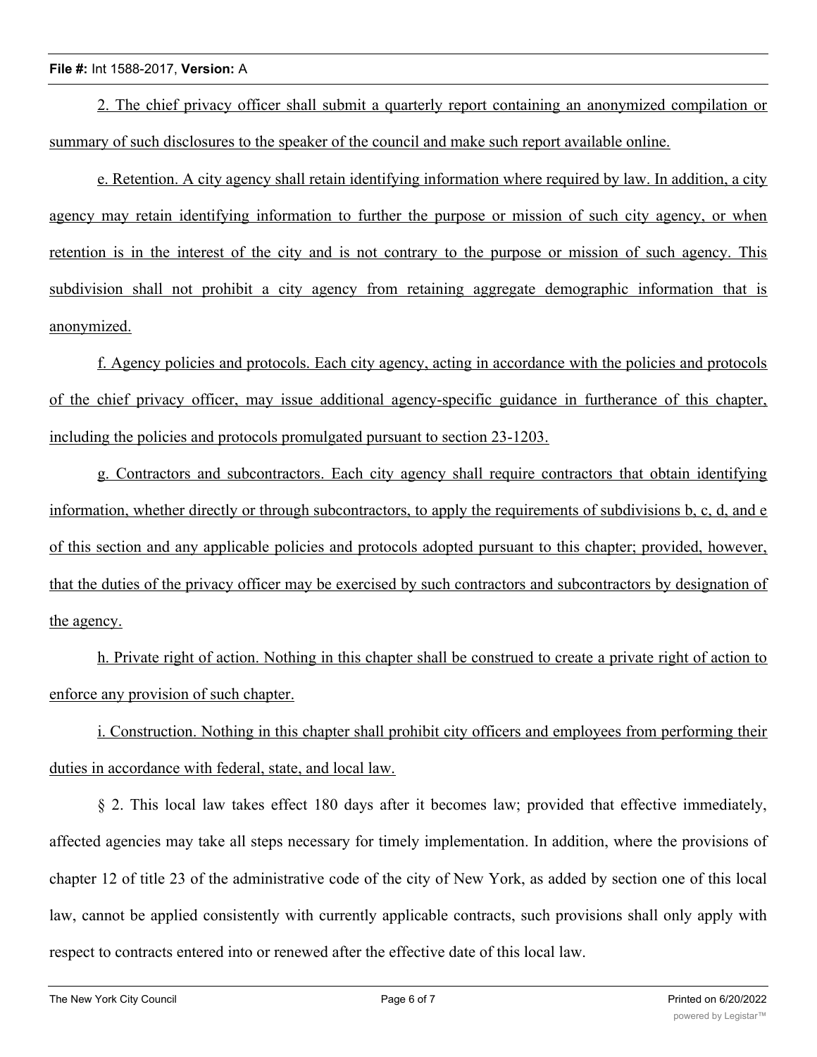2. The chief privacy officer shall submit a quarterly report containing an anonymized compilation or summary of such disclosures to the speaker of the council and make such report available online.

e. Retention. A city agency shall retain identifying information where required by law. In addition, a city agency may retain identifying information to further the purpose or mission of such city agency, or when retention is in the interest of the city and is not contrary to the purpose or mission of such agency. This subdivision shall not prohibit a city agency from retaining aggregate demographic information that is anonymized.

f. Agency policies and protocols. Each city agency, acting in accordance with the policies and protocols of the chief privacy officer, may issue additional agency-specific guidance in furtherance of this chapter, including the policies and protocols promulgated pursuant to section 23-1203.

g. Contractors and subcontractors. Each city agency shall require contractors that obtain identifying information, whether directly or through subcontractors, to apply the requirements of subdivisions b, c, d, and e of this section and any applicable policies and protocols adopted pursuant to this chapter; provided, however, that the duties of the privacy officer may be exercised by such contractors and subcontractors by designation of the agency.

h. Private right of action. Nothing in this chapter shall be construed to create a private right of action to enforce any provision of such chapter.

i. Construction. Nothing in this chapter shall prohibit city officers and employees from performing their duties in accordance with federal, state, and local law.

§ 2. This local law takes effect 180 days after it becomes law; provided that effective immediately, affected agencies may take all steps necessary for timely implementation. In addition, where the provisions of chapter 12 of title 23 of the administrative code of the city of New York, as added by section one of this local law, cannot be applied consistently with currently applicable contracts, such provisions shall only apply with respect to contracts entered into or renewed after the effective date of this local law.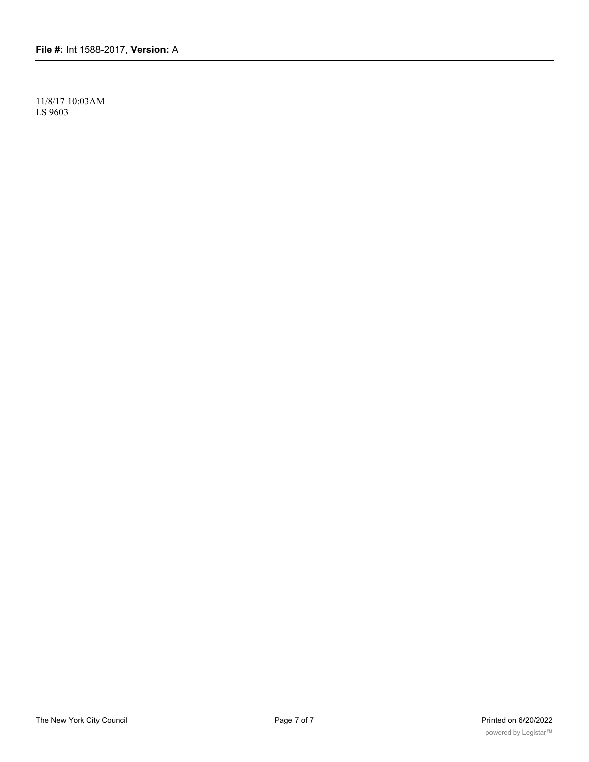11/8/17 10:03AM
LS 9603